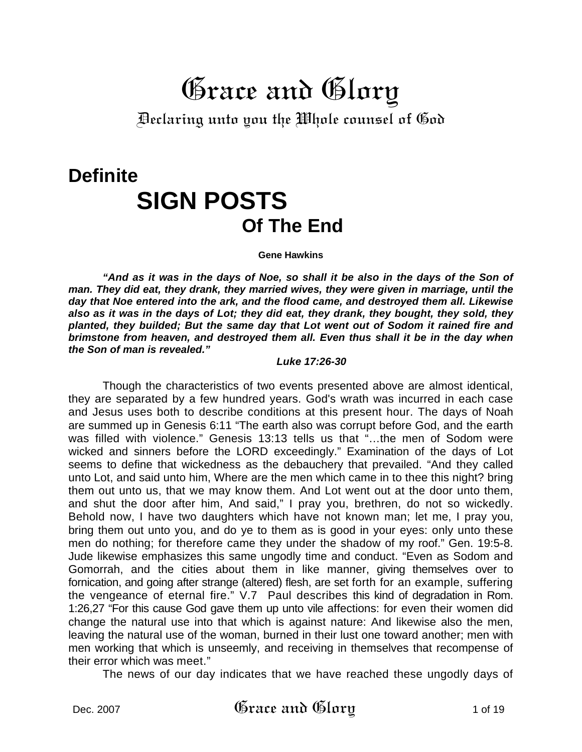# Grace and Glory

Declaring unto you the Whole counsel of God

## Definite SIGN POSTS Of The End

**Gene Hawkins**

***"And as it was in the days of Noe, so shall it be also in the days of the Son of man. They did eat, they drank, they married wives, they were given in marriage, until the day that Noe entered into the ark, and the flood came, and destroyed them all. Likewise also as it was in the days of Lot; they did eat, they drank, they bought, they sold, they planted, they builded; But the same day that Lot went out of Sodom it rained fire and brimstone from heaven, and destroyed them all. Even thus shall it be in the day when the Son of man is revealed."***

***Luke 17:26-30***

Though the characteristics of two events presented above are almost identical, they are separated by a few hundred years. God's wrath was incurred in each case and Jesus uses both to describe conditions at this present hour. The days of Noah are summed up in Genesis 6:11 "The earth also was corrupt before God, and the earth was filled with violence." Genesis 13:13 tells us that "…the men of Sodom were wicked and sinners before the LORD exceedingly." Examination of the days of Lot seems to define that wickedness as the debauchery that prevailed. "And they called unto Lot, and said unto him, Where are the men which came in to thee this night? bring them out unto us, that we may know them. And Lot went out at the door unto them, and shut the door after him, And said," I pray you, brethren, do not so wickedly. Behold now, I have two daughters which have not known man; let me, I pray you, bring them out unto you, and do ye to them as is good in your eyes: only unto these men do nothing; for therefore came they under the shadow of my roof." Gen. 19:5-8. Jude likewise emphasizes this same ungodly time and conduct. "Even as Sodom and Gomorrah, and the cities about them in like manner, giving themselves over to fornication, and going after strange (altered) flesh, are set forth for an example, suffering the vengeance of eternal fire." V.7 Paul describes this kind of degradation in Rom. 1:26,27 "For this cause God gave them up unto vile affections: for even their women did change the natural use into that which is against nature: And likewise also the men, leaving the natural use of the woman, burned in their lust one toward another; men with men working that which is unseemly, and receiving in themselves that recompense of their error which was meet."

The news of our day indicates that we have reached these ungodly days of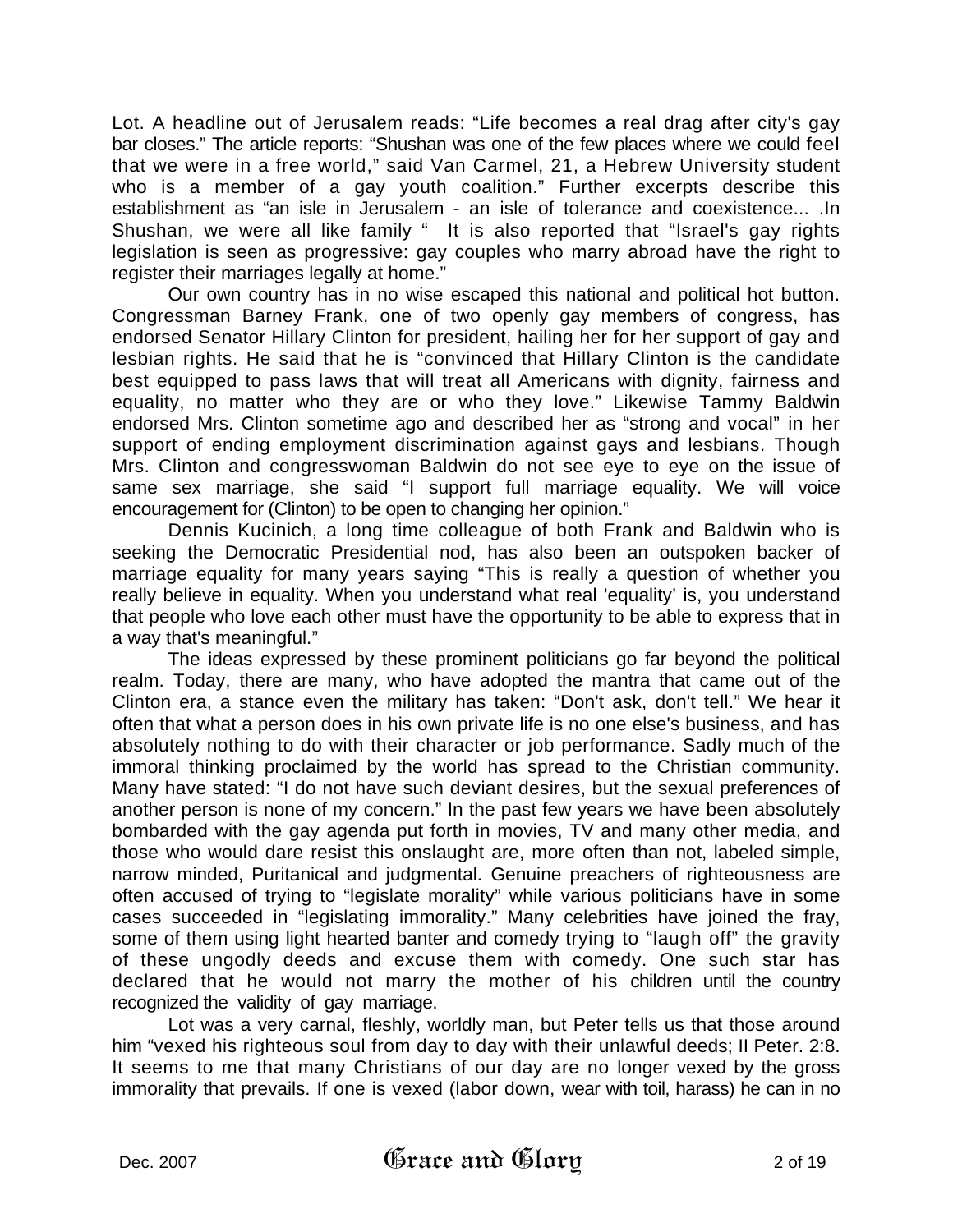Lot. A headline out of Jerusalem reads: "Life becomes a real drag after city's gay bar closes." The article reports: "Shushan was one of the few places where we could feel that we were in a free world," said Van Carmel, 21, a Hebrew University student who is a member of a gay youth coalition." Further excerpts describe this establishment as "an isle in Jerusalem - an isle of tolerance and coexistence... .In Shushan, we were all like family " It is also reported that "Israel's gay rights legislation is seen as progressive: gay couples who marry abroad have the right to register their marriages legally at home."

Our own country has in no wise escaped this national and political hot button. Congressman Barney Frank, one of two openly gay members of congress, has endorsed Senator Hillary Clinton for president, hailing her for her support of gay and lesbian rights. He said that he is "convinced that Hillary Clinton is the candidate best equipped to pass laws that will treat all Americans with dignity, fairness and equality, no matter who they are or who they love." Likewise Tammy Baldwin endorsed Mrs. Clinton sometime ago and described her as "strong and vocal" in her support of ending employment discrimination against gays and lesbians. Though Mrs. Clinton and congresswoman Baldwin do not see eye to eye on the issue of same sex marriage, she said "I support full marriage equality. We will voice encouragement for (Clinton) to be open to changing her opinion."

Dennis Kucinich, a long time colleague of both Frank and Baldwin who is seeking the Democratic Presidential nod, has also been an outspoken backer of marriage equality for many years saying "This is really a question of whether you really believe in equality. When you understand what real 'equality' is, you understand that people who love each other must have the opportunity to be able to express that in a way that's meaningful."

The ideas expressed by these prominent politicians go far beyond the political realm. Today, there are many, who have adopted the mantra that came out of the Clinton era, a stance even the military has taken: "Don't ask, don't tell." We hear it often that what a person does in his own private life is no one else's business, and has absolutely nothing to do with their character or job performance. Sadly much of the immoral thinking proclaimed by the world has spread to the Christian community. Many have stated: "I do not have such deviant desires, but the sexual preferences of another person is none of my concern." In the past few years we have been absolutely bombarded with the gay agenda put forth in movies, TV and many other media, and those who would dare resist this onslaught are, more often than not, labeled simple, narrow minded, Puritanical and judgmental. Genuine preachers of righteousness are often accused of trying to "legislate morality" while various politicians have in some cases succeeded in "legislating immorality." Many celebrities have joined the fray, some of them using light hearted banter and comedy trying to "laugh off" the gravity of these ungodly deeds and excuse them with comedy. One such star has declared that he would not marry the mother of his children until the country recognized the validity of gay marriage.

Lot was a very carnal, fleshly, worldly man, but Peter tells us that those around him "vexed his righteous soul from day to day with their unlawful deeds; II Peter. 2:8. It seems to me that many Christians of our day are no longer vexed by the gross immorality that prevails. If one is vexed (labor down, wear with toil, harass) he can in no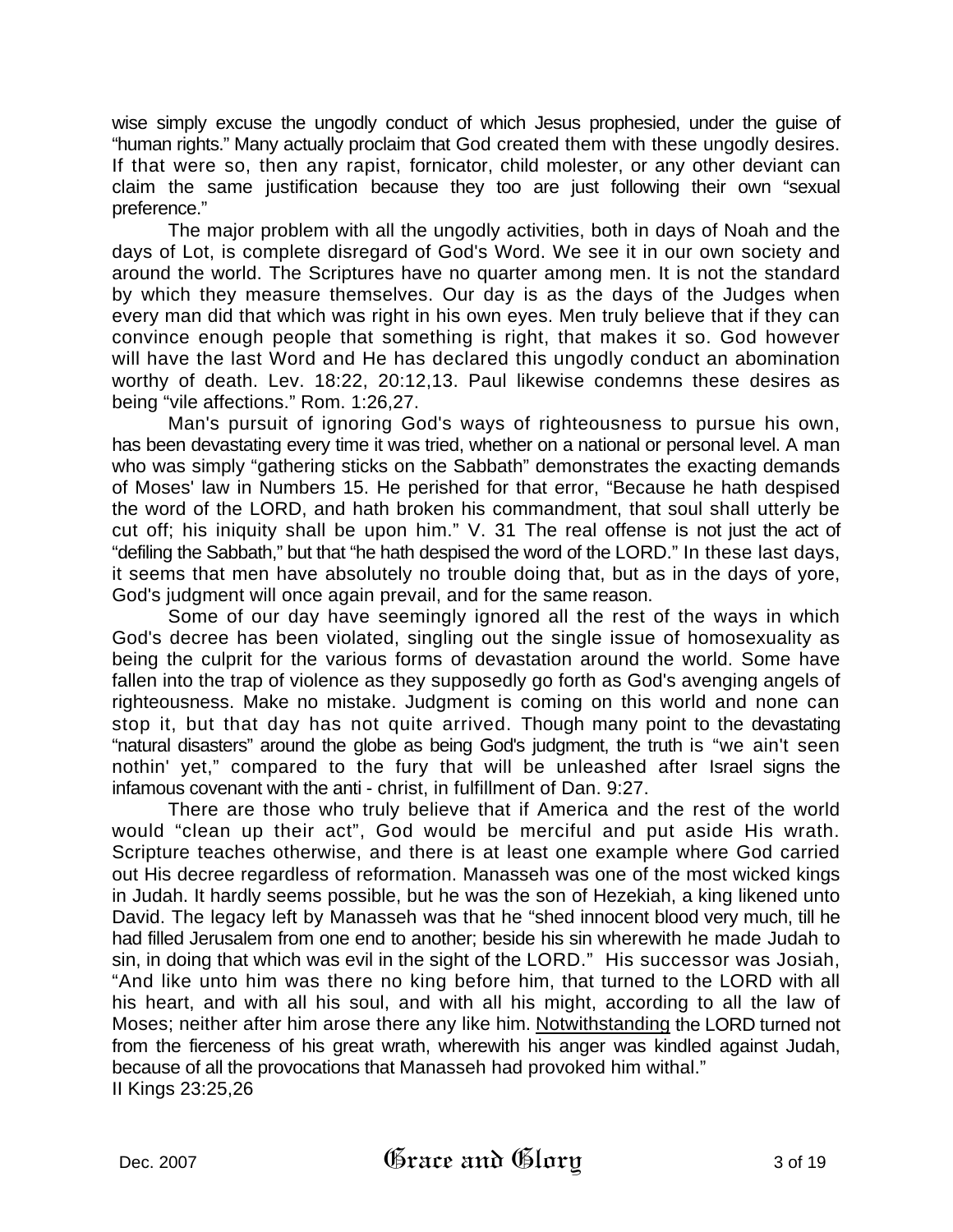wise simply excuse the ungodly conduct of which Jesus prophesied, under the guise of "human rights." Many actually proclaim that God created them with these ungodly desires. If that were so, then any rapist, fornicator, child molester, or any other deviant can claim the same justification because they too are just following their own "sexual preference."

The major problem with all the ungodly activities, both in days of Noah and the days of Lot, is complete disregard of God's Word. We see it in our own society and around the world. The Scriptures have no quarter among men. It is not the standard by which they measure themselves. Our day is as the days of the Judges when every man did that which was right in his own eyes. Men truly believe that if they can convince enough people that something is right, that makes it so. God however will have the last Word and He has declared this ungodly conduct an abomination worthy of death. Lev. 18:22, 20:12,13. Paul likewise condemns these desires as being "vile affections." Rom. 1:26,27.

Man's pursuit of ignoring God's ways of righteousness to pursue his own, has been devastating every time it was tried, whether on a national or personal level. A man who was simply "gathering sticks on the Sabbath" demonstrates the exacting demands of Moses' law in Numbers 15. He perished for that error, "Because he hath despised the word of the LORD, and hath broken his commandment, that soul shall utterly be cut off; his iniquity shall be upon him." V. 31 The real offense is not just the act of "defiling the Sabbath," but that "he hath despised the word of the LORD." In these last days, it seems that men have absolutely no trouble doing that, but as in the days of yore, God's judgment will once again prevail, and for the same reason.

Some of our day have seemingly ignored all the rest of the ways in which God's decree has been violated, singling out the single issue of homosexuality as being the culprit for the various forms of devastation around the world. Some have fallen into the trap of violence as they supposedly go forth as God's avenging angels of righteousness. Make no mistake. Judgment is coming on this world and none can stop it, but that day has not quite arrived. Though many point to the devastating "natural disasters" around the globe as being God's judgment, the truth is "we ain't seen nothin' yet," compared to the fury that will be unleashed after Israel signs the infamous covenant with the anti - christ, in fulfillment of Dan. 9:27.

There are those who truly believe that if America and the rest of the world would "clean up their act", God would be merciful and put aside His wrath. Scripture teaches otherwise, and there is at least one example where God carried out His decree regardless of reformation. Manasseh was one of the most wicked kings in Judah. It hardly seems possible, but he was the son of Hezekiah, a king likened unto David. The legacy left by Manasseh was that he "shed innocent blood very much, till he had filled Jerusalem from one end to another; beside his sin wherewith he made Judah to sin, in doing that which was evil in the sight of the LORD." His successor was Josiah, "And like unto him was there no king before him, that turned to the LORD with all his heart, and with all his soul, and with all his might, according to all the law of Moses; neither after him arose there any like him. <u>Notwithstanding</u> the LORD turned not from the fierceness of his great wrath, wherewith his anger was kindled against Judah, because of all the provocations that Manasseh had provoked him withal."
II Kings 23:25,26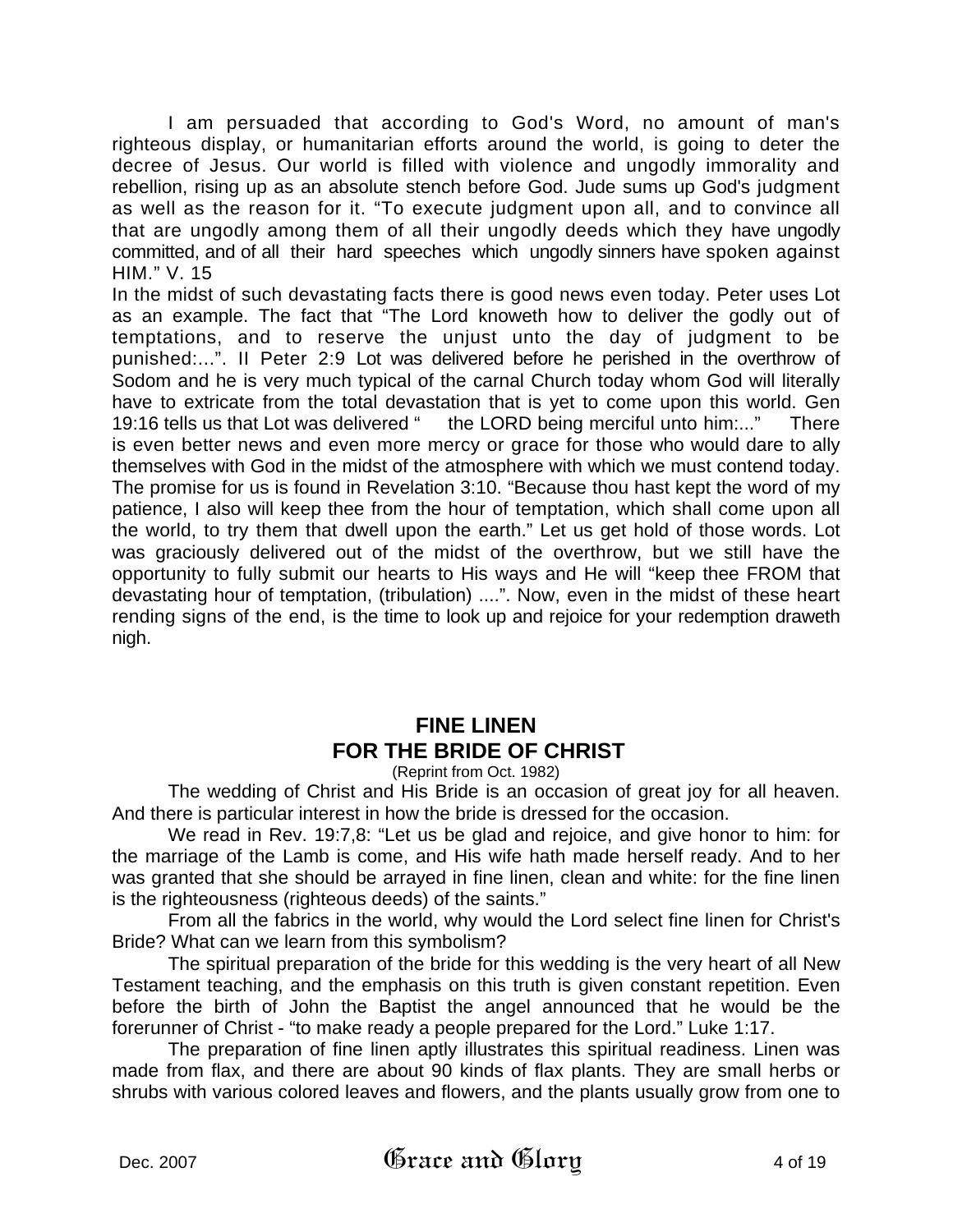I am persuaded that according to God's Word, no amount of man's righteous display, or humanitarian efforts around the world, is going to deter the decree of Jesus. Our world is filled with violence and ungodly immorality and rebellion, rising up as an absolute stench before God. Jude sums up God's judgment as well as the reason for it. “To execute judgment upon all, and to convince all that are ungodly among them of all their ungodly deeds which they have ungodly committed, and of all their hard speeches which ungodly sinners have spoken against HIM.” V. 15

In the midst of such devastating facts there is good news even today. Peter uses Lot as an example. The fact that “The Lord knoweth how to deliver the godly out of temptations, and to reserve the unjust unto the day of judgment to be punished:...”. II Peter 2:9 Lot was delivered before he perished in the overthrow of Sodom and he is very much typical of the carnal Church today whom God will literally have to extricate from the total devastation that is yet to come upon this world. Gen 19:16 tells us that Lot was delivered “ the LORD being merciful unto him:...” There is even better news and even more mercy or grace for those who would dare to ally themselves with God in the midst of the atmosphere with which we must contend today. The promise for us is found in Revelation 3:10. “Because thou hast kept the word of my patience, I also will keep thee from the hour of temptation, which shall come upon all the world, to try them that dwell upon the earth.” Let us get hold of those words. Lot was graciously delivered out of the midst of the overthrow, but we still have the opportunity to fully submit our hearts to His ways and He will “keep thee FROM that devastating hour of temptation, (tribulation) ....”. Now, even in the midst of these heart rending signs of the end, is the time to look up and rejoice for your redemption draweth nigh.

## FINE LINEN FOR THE BRIDE OF CHRIST

(Reprint from Oct. 1982)

The wedding of Christ and His Bride is an occasion of great joy for all heaven. And there is particular interest in how the bride is dressed for the occasion.

We read in Rev. 19:7,8: “Let us be glad and rejoice, and give honor to him: for the marriage of the Lamb is come, and His wife hath made herself ready. And to her was granted that she should be arrayed in fine linen, clean and white: for the fine linen is the righteousness (righteous deeds) of the saints.”

From all the fabrics in the world, why would the Lord select fine linen for Christ's Bride? What can we learn from this symbolism?

The spiritual preparation of the bride for this wedding is the very heart of all New Testament teaching, and the emphasis on this truth is given constant repetition. Even before the birth of John the Baptist the angel announced that he would be the forerunner of Christ - “to make ready a people prepared for the Lord.” Luke 1:17.

The preparation of fine linen aptly illustrates this spiritual readiness. Linen was made from flax, and there are about 90 kinds of flax plants. They are small herbs or shrubs with various colored leaves and flowers, and the plants usually grow from one to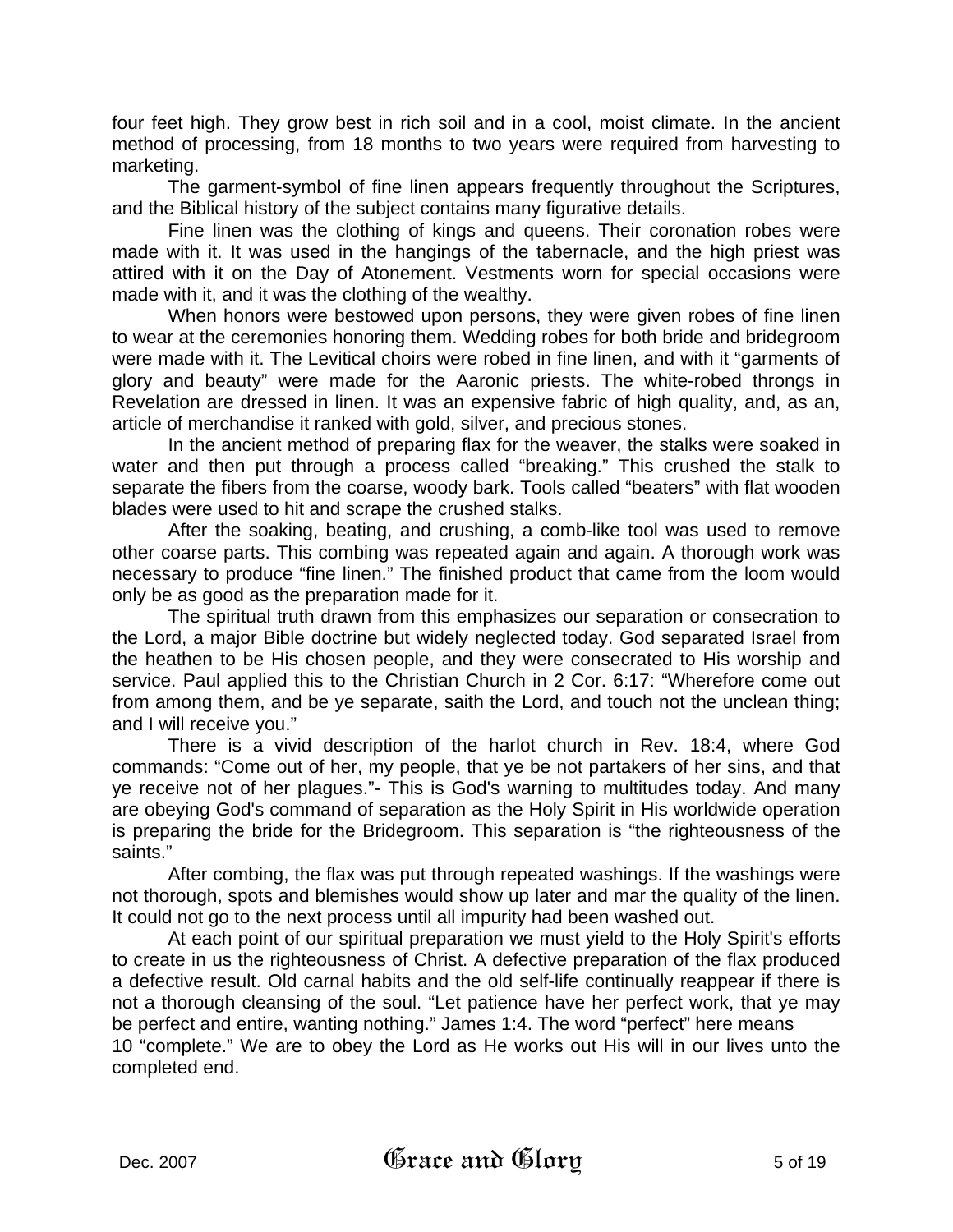four feet high. They grow best in rich soil and in a cool, moist climate. In the ancient method of processing, from 18 months to two years were required from harvesting to marketing.

The garment-symbol of fine linen appears frequently throughout the Scriptures, and the Biblical history of the subject contains many figurative details.

Fine linen was the clothing of kings and queens. Their coronation robes were made with it. It was used in the hangings of the tabernacle, and the high priest was attired with it on the Day of Atonement. Vestments worn for special occasions were made with it, and it was the clothing of the wealthy.

When honors were bestowed upon persons, they were given robes of fine linen to wear at the ceremonies honoring them. Wedding robes for both bride and bridegroom were made with it. The Levitical choirs were robed in fine linen, and with it "garments of glory and beauty" were made for the Aaronic priests. The white-robed throngs in Revelation are dressed in linen. It was an expensive fabric of high quality, and, as an, article of merchandise it ranked with gold, silver, and precious stones.

In the ancient method of preparing flax for the weaver, the stalks were soaked in water and then put through a process called "breaking." This crushed the stalk to separate the fibers from the coarse, woody bark. Tools called "beaters" with flat wooden blades were used to hit and scrape the crushed stalks.

After the soaking, beating, and crushing, a comb-like tool was used to remove other coarse parts. This combing was repeated again and again. A thorough work was necessary to produce "fine linen." The finished product that came from the loom would only be as good as the preparation made for it.

The spiritual truth drawn from this emphasizes our separation or consecration to the Lord, a major Bible doctrine but widely neglected today. God separated Israel from the heathen to be His chosen people, and they were consecrated to His worship and service. Paul applied this to the Christian Church in 2 Cor. 6:17: "Wherefore come out from among them, and be ye separate, saith the Lord, and touch not the unclean thing; and I will receive you."

There is a vivid description of the harlot church in Rev. 18:4, where God commands: "Come out of her, my people, that ye be not partakers of her sins, and that ye receive not of her plagues."- This is God's warning to multitudes today. And many are obeying God's command of separation as the Holy Spirit in His worldwide operation is preparing the bride for the Bridegroom. This separation is "the righteousness of the saints."

After combing, the flax was put through repeated washings. If the washings were not thorough, spots and blemishes would show up later and mar the quality of the linen. It could not go to the next process until all impurity had been washed out.

At each point of our spiritual preparation we must yield to the Holy Spirit's efforts to create in us the righteousness of Christ. A defective preparation of the flax produced a defective result. Old carnal habits and the old self-life continually reappear if there is not a thorough cleansing of the soul. "Let patience have her perfect work, that ye may be perfect and entire, wanting nothing." James 1:4. The word "perfect" here means 10 "complete." We are to obey the Lord as He works out His will in our lives unto the completed end.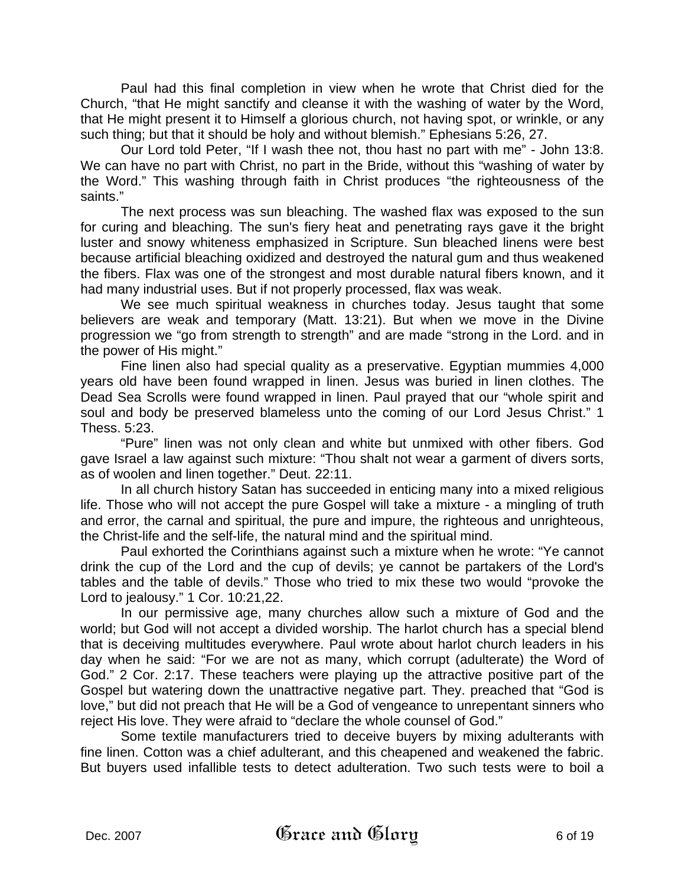Paul had this final completion in view when he wrote that Christ died for the Church, “that He might sanctify and cleanse it with the washing of water by the Word, that He might present it to Himself a glorious church, not having spot, or wrinkle, or any such thing; but that it should be holy and without blemish.” Ephesians 5:26, 27.

Our Lord told Peter, “If I wash thee not, thou hast no part with me” - John 13:8. We can have no part with Christ, no part in the Bride, without this “washing of water by the Word.” This washing through faith in Christ produces “the righteousness of the saints.”

The next process was sun bleaching. The washed flax was exposed to the sun for curing and bleaching. The sun's fiery heat and penetrating rays gave it the bright luster and snowy whiteness emphasized in Scripture. Sun bleached linens were best because artificial bleaching oxidized and destroyed the natural gum and thus weakened the fibers. Flax was one of the strongest and most durable natural fibers known, and it had many industrial uses. But if not properly processed, flax was weak.

We see much spiritual weakness in churches today. Jesus taught that some believers are weak and temporary (Matt. 13:21). But when we move in the Divine progression we “go from strength to strength” and are made “strong in the Lord. and in the power of His might.”

Fine linen also had special quality as a preservative. Egyptian mummies 4,000 years old have been found wrapped in linen. Jesus was buried in linen clothes. The Dead Sea Scrolls were found wrapped in linen. Paul prayed that our “whole spirit and soul and body be preserved blameless unto the coming of our Lord Jesus Christ.” 1 Thess. 5:23.

“Pure” linen was not only clean and white but unmixed with other fibers. God gave Israel a law against such mixture: “Thou shalt not wear a garment of divers sorts, as of woolen and linen together.” Deut. 22:11.

In all church history Satan has succeeded in enticing many into a mixed religious life. Those who will not accept the pure Gospel will take a mixture - a mingling of truth and error, the carnal and spiritual, the pure and impure, the righteous and unrighteous, the Christ-life and the self-life, the natural mind and the spiritual mind.

Paul exhorted the Corinthians against such a mixture when he wrote: “Ye cannot drink the cup of the Lord and the cup of devils; ye cannot be partakers of the Lord's tables and the table of devils.” Those who tried to mix these two would “provoke the Lord to jealousy.” 1 Cor. 10:21,22.

In our permissive age, many churches allow such a mixture of God and the world; but God will not accept a divided worship. The harlot church has a special blend that is deceiving multitudes everywhere. Paul wrote about harlot church leaders in his day when he said: “For we are not as many, which corrupt (adulterate) the Word of God.” 2 Cor. 2:17. These teachers were playing up the attractive positive part of the Gospel but watering down the unattractive negative part. They. preached that “God is love,” but did not preach that He will be a God of vengeance to unrepentant sinners who reject His love. They were afraid to “declare the whole counsel of God.”

Some textile manufacturers tried to deceive buyers by mixing adulterants with fine linen. Cotton was a chief adulterant, and this cheapened and weakened the fabric. But buyers used infallible tests to detect adulteration. Two such tests were to boil a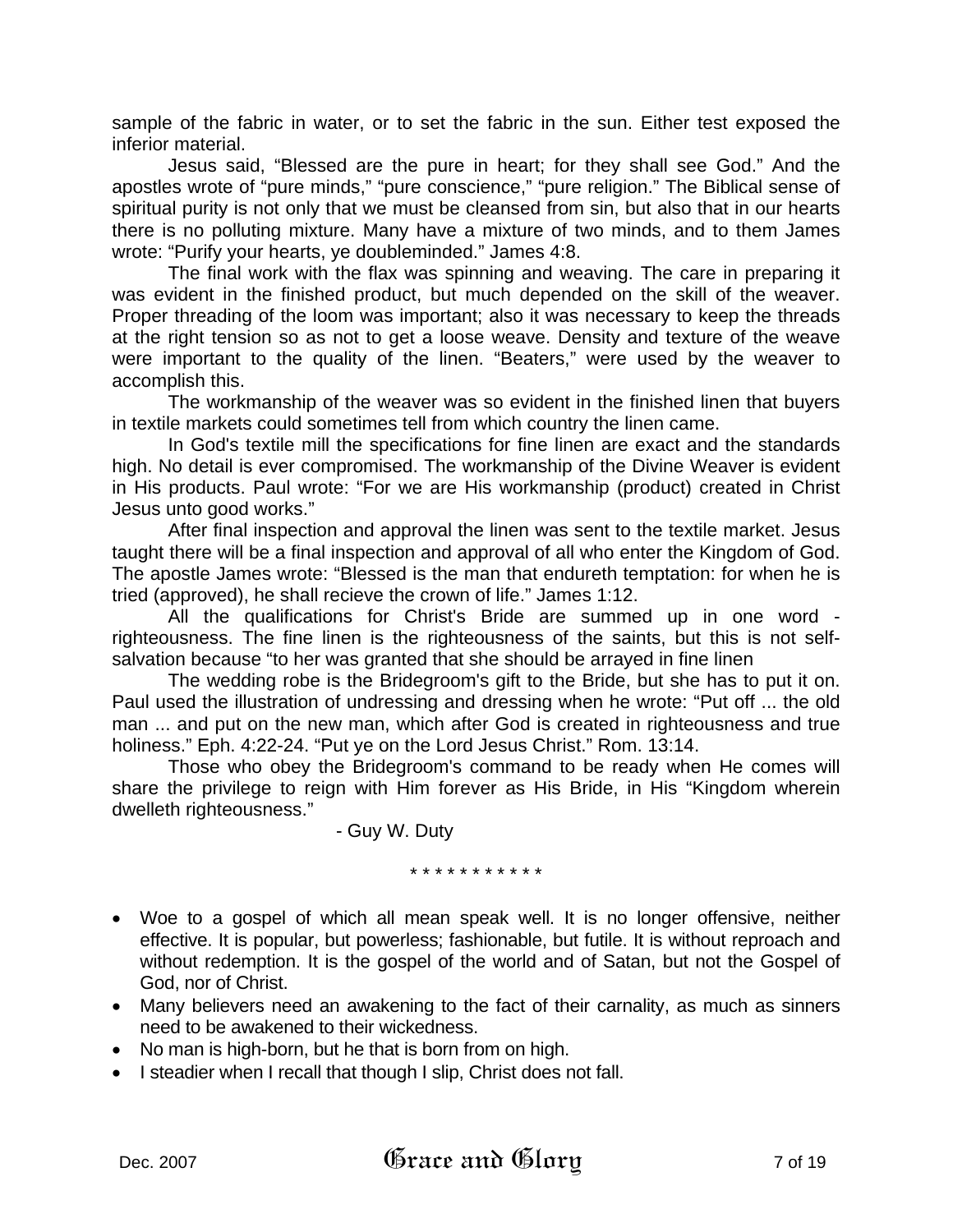sample of the fabric in water, or to set the fabric in the sun. Either test exposed the inferior material.

Jesus said, “Blessed are the pure in heart; for they shall see God.” And the apostles wrote of “pure minds,” “pure conscience,” “pure religion.” The Biblical sense of spiritual purity is not only that we must be cleansed from sin, but also that in our hearts there is no polluting mixture. Many have a mixture of two minds, and to them James wrote: “Purify your hearts, ye doubleminded.” James 4:8.

The final work with the flax was spinning and weaving. The care in preparing it was evident in the finished product, but much depended on the skill of the weaver. Proper threading of the loom was important; also it was necessary to keep the threads at the right tension so as not to get a loose weave. Density and texture of the weave were important to the quality of the linen. “Beaters,” were used by the weaver to accomplish this.

The workmanship of the weaver was so evident in the finished linen that buyers in textile markets could sometimes tell from which country the linen came.

In God's textile mill the specifications for fine linen are exact and the standards high. No detail is ever compromised. The workmanship of the Divine Weaver is evident in His products. Paul wrote: “For we are His workmanship (product) created in Christ Jesus unto good works.”

After final inspection and approval the linen was sent to the textile market. Jesus taught there will be a final inspection and approval of all who enter the Kingdom of God. The apostle James wrote: “Blessed is the man that endureth temptation: for when he is tried (approved), he shall recieve the crown of life.” James 1:12.

All the qualifications for Christ's Bride are summed up in one word - righteousness. The fine linen is the righteousness of the saints, but this is not self-salvation because “to her was granted that she should be arrayed in fine linen

The wedding robe is the Bridegroom's gift to the Bride, but she has to put it on. Paul used the illustration of undressing and dressing when he wrote: “Put off ... the old man ... and put on the new man, which after God is created in righteousness and true holiness.” Eph. 4:22-24. “Put ye on the Lord Jesus Christ.” Rom. 13:14.

Those who obey the Bridegroom's command to be ready when He comes will share the privilege to reign with Him forever as His Bride, in His “Kingdom wherein dwelleth righteousness.”

- Guy W. Duty

\* \* \* \* \* \* \* \* \* \* \* \*

- Woe to a gospel of which all mean speak well. It is no longer offensive, neither effective. It is popular, but powerless; fashionable, but futile. It is without reproach and without redemption. It is the gospel of the world and of Satan, but not the Gospel of God, nor of Christ.
- Many believers need an awakening to the fact of their carnality, as much as sinners need to be awakened to their wickedness.
- No man is high-born, but he that is born from on high.
- I steadier when I recall that though I slip, Christ does not fall.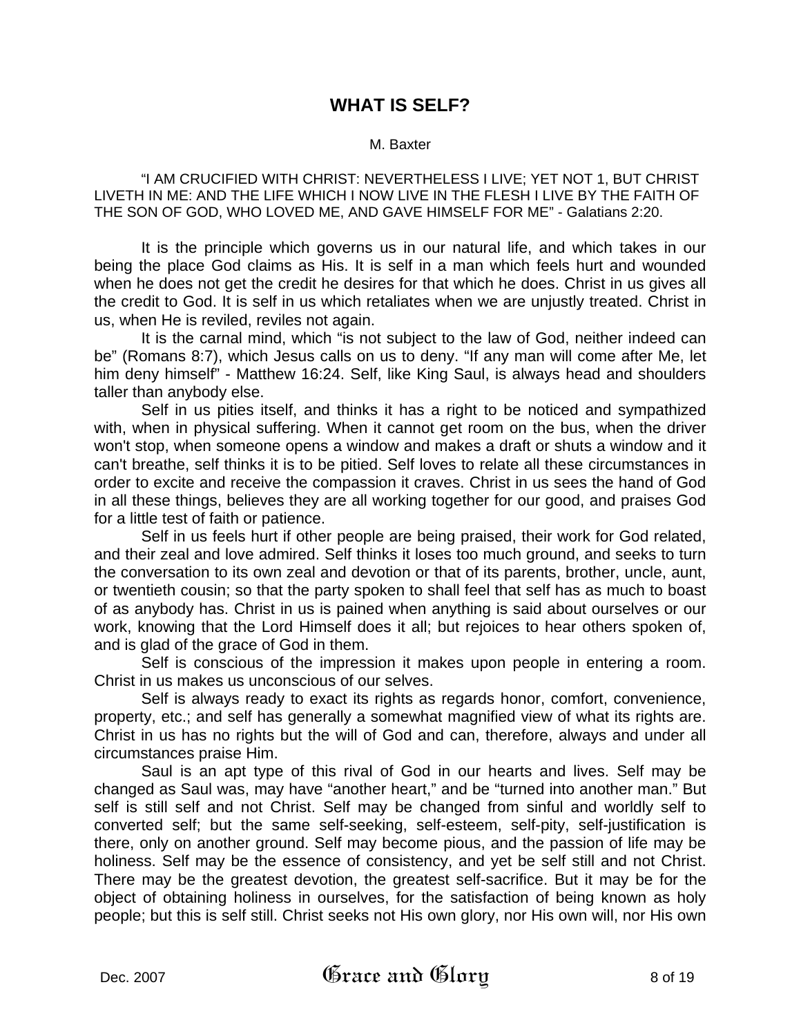## WHAT IS SELF?

M. Baxter

"I AM CRUCIFIED WITH CHRIST: NEVERTHELESS I LIVE; YET NOT 1, BUT CHRIST LIVETH IN ME: AND THE LIFE WHICH I NOW LIVE IN THE FLESH I LIVE BY THE FAITH OF THE SON OF GOD, WHO LOVED ME, AND GAVE HIMSELF FOR ME" - Galatians 2:20.

It is the principle which governs us in our natural life, and which takes in our being the place God claims as His. It is self in a man which feels hurt and wounded when he does not get the credit he desires for that which he does. Christ in us gives all the credit to God. It is self in us which retaliates when we are unjustly treated. Christ in us, when He is reviled, reviles not again.

It is the carnal mind, which "is not subject to the law of God, neither indeed can be" (Romans 8:7), which Jesus calls on us to deny. "If any man will come after Me, let him deny himself" - Matthew 16:24. Self, like King Saul, is always head and shoulders taller than anybody else.

Self in us pities itself, and thinks it has a right to be noticed and sympathized with, when in physical suffering. When it cannot get room on the bus, when the driver won't stop, when someone opens a window and makes a draft or shuts a window and it can't breathe, self thinks it is to be pitied. Self loves to relate all these circumstances in order to excite and receive the compassion it craves. Christ in us sees the hand of God in all these things, believes they are all working together for our good, and praises God for a little test of faith or patience.

Self in us feels hurt if other people are being praised, their work for God related, and their zeal and love admired. Self thinks it loses too much ground, and seeks to turn the conversation to its own zeal and devotion or that of its parents, brother, uncle, aunt, or twentieth cousin; so that the party spoken to shall feel that self has as much to boast of as anybody has. Christ in us is pained when anything is said about ourselves or our work, knowing that the Lord Himself does it all; but rejoices to hear others spoken of, and is glad of the grace of God in them.

Self is conscious of the impression it makes upon people in entering a room. Christ in us makes us unconscious of our selves.

Self is always ready to exact its rights as regards honor, comfort, convenience, property, etc.; and self has generally a somewhat magnified view of what its rights are. Christ in us has no rights but the will of God and can, therefore, always and under all circumstances praise Him.

Saul is an apt type of this rival of God in our hearts and lives. Self may be changed as Saul was, may have "another heart," and be "turned into another man." But self is still self and not Christ. Self may be changed from sinful and worldly self to converted self; but the same self-seeking, self-esteem, self-pity, self-justification is there, only on another ground. Self may become pious, and the passion of life may be holiness. Self may be the essence of consistency, and yet be self still and not Christ. There may be the greatest devotion, the greatest self-sacrifice. But it may be for the object of obtaining holiness in ourselves, for the satisfaction of being known as holy people; but this is self still. Christ seeks not His own glory, nor His own will, nor His own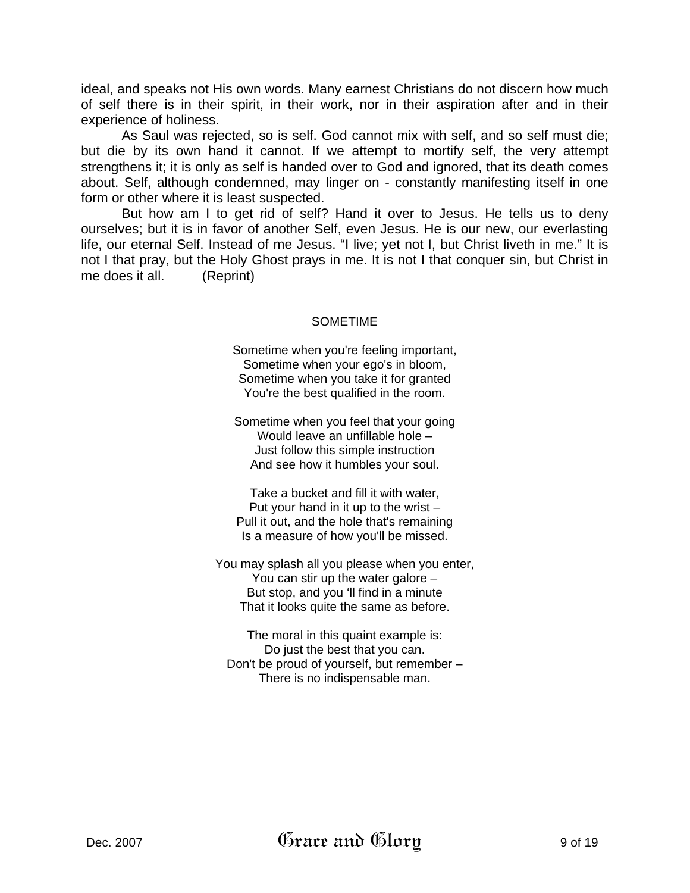ideal, and speaks not His own words. Many earnest Christians do not discern how much of self there is in their spirit, in their work, nor in their aspiration after and in their experience of holiness.

As Saul was rejected, so is self. God cannot mix with self, and so self must die; but die by its own hand it cannot. If we attempt to mortify self, the very attempt strengthens it; it is only as self is handed over to God and ignored, that its death comes about. Self, although condemned, may linger on - constantly manifesting itself in one form or other where it is least suspected.

But how am I to get rid of self? Hand it over to Jesus. He tells us to deny ourselves; but it is in favor of another Self, even Jesus. He is our new, our everlasting life, our eternal Self. Instead of me Jesus. “I live; yet not I, but Christ liveth in me.” It is not I that pray, but the Holy Ghost prays in me. It is not I that conquer sin, but Christ in me does it all. (Reprint)

## SOMETIME

Sometime when you're feeling important,
Sometime when your ego's in bloom,
Sometime when you take it for granted
You're the best qualified in the room.

Sometime when you feel that your going
Would leave an unfillable hole –
Just follow this simple instruction
And see how it humbles your soul.

Take a bucket and fill it with water,
Put your hand in it up to the wrist –
Pull it out, and the hole that's remaining
Is a measure of how you'll be missed.

You may splash all you please when you enter,
You can stir up the water galore –
But stop, and you ‘ll find in a minute
That it looks quite the same as before.

The moral in this quaint example is:
Do just the best that you can.
Don't be proud of yourself, but remember –
There is no indispensable man.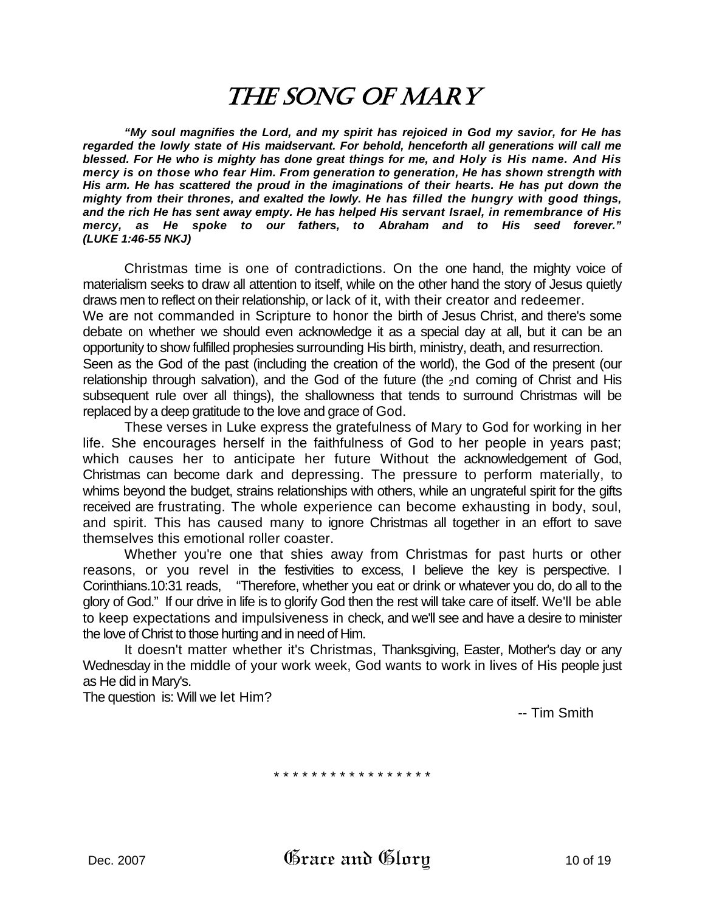# THE SONG OF MARY

***"My soul magnifies the Lord, and my spirit has rejoiced in God my savior, for He has regarded the lowly state of His maidservant. For behold, henceforth all generations will call me blessed. For He who is mighty has done great things for me, and Holy is His name. And His mercy is on those who fear Him. From generation to generation, He has shown strength with His arm. He has scattered the proud in the imaginations of their hearts. He has put down the mighty from their thrones, and exalted the lowly. He has filled the hungry with good things, and the rich He has sent away empty. He has helped His servant Israel, in remembrance of His mercy, as He spoke to our fathers, to Abraham and to His seed forever." (LUKE 1:46-55 NKJ)***

Christmas time is one of contradictions. On the one hand, the mighty voice of materialism seeks to draw all attention to itself, while on the other hand the story of Jesus quietly draws men to reflect on their relationship, or lack of it, with their creator and redeemer.

We are not commanded in Scripture to honor the birth of Jesus Christ, and there's some debate on whether we should even acknowledge it as a special day at all, but it can be an opportunity to show fulfilled prophesies surrounding His birth, ministry, death, and resurrection.

Seen as the God of the past (including the creation of the world), the God of the present (our relationship through salvation), and the God of the future (the 2nd coming of Christ and His subsequent rule over all things), the shallowness that tends to surround Christmas will be replaced by a deep gratitude to the love and grace of God.

These verses in Luke express the gratefulness of Mary to God for working in her life. She encourages herself in the faithfulness of God to her people in years past; which causes her to anticipate her future Without the acknowledgement of God, Christmas can become dark and depressing. The pressure to perform materially, to whims beyond the budget, strains relationships with others, while an ungrateful spirit for the gifts received are frustrating. The whole experience can become exhausting in body, soul, and spirit. This has caused many to ignore Christmas all together in an effort to save themselves this emotional roller coaster.

Whether you're one that shies away from Christmas for past hurts or other reasons, or you revel in the festivities to excess, I believe the key is perspective. I Corinthians.10:31 reads, "Therefore, whether you eat or drink or whatever you do, do all to the glory of God." If our drive in life is to glorify God then the rest will take care of itself. We'll be able to keep expectations and impulsiveness in check, and we'll see and have a desire to minister the love of Christ to those hurting and in need of Him.

It doesn't matter whether it's Christmas, Thanksgiving, Easter, Mother's day or any Wednesday in the middle of your work week, God wants to work in lives of His people just as He did in Mary's.

The question is: Will we let Him?

-- Tim Smith

\* \* \* \* \* \* \* \* \* \* \* \* \* \* \* \* \*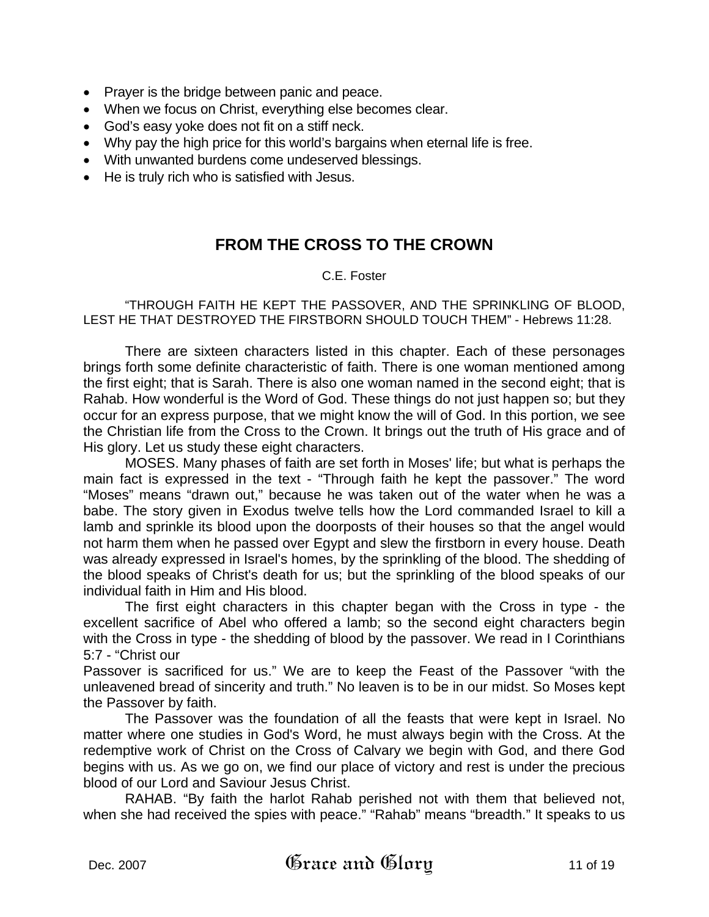- Prayer is the bridge between panic and peace.
- When we focus on Christ, everything else becomes clear.
- God's easy yoke does not fit on a stiff neck.
- Why pay the high price for this world's bargains when eternal life is free.
- With unwanted burdens come undeserved blessings.
- He is truly rich who is satisfied with Jesus.

## FROM THE CROSS TO THE CROWN

C.E. Foster

"THROUGH FAITH HE KEPT THE PASSOVER, AND THE SPRINKLING OF BLOOD, LEST HE THAT DESTROYED THE FIRSTBORN SHOULD TOUCH THEM" - Hebrews 11:28.

There are sixteen characters listed in this chapter. Each of these personages brings forth some definite characteristic of faith. There is one woman mentioned among the first eight; that is Sarah. There is also one woman named in the second eight; that is Rahab. How wonderful is the Word of God. These things do not just happen so; but they occur for an express purpose, that we might know the will of God. In this portion, we see the Christian life from the Cross to the Crown. It brings out the truth of His grace and of His glory. Let us study these eight characters.

MOSES. Many phases of faith are set forth in Moses' life; but what is perhaps the main fact is expressed in the text - "Through faith he kept the passover." The word "Moses" means "drawn out," because he was taken out of the water when he was a babe. The story given in Exodus twelve tells how the Lord commanded Israel to kill a lamb and sprinkle its blood upon the doorposts of their houses so that the angel would not harm them when he passed over Egypt and slew the firstborn in every house. Death was already expressed in Israel's homes, by the sprinkling of the blood. The shedding of the blood speaks of Christ's death for us; but the sprinkling of the blood speaks of our individual faith in Him and His blood.

The first eight characters in this chapter began with the Cross in type - the excellent sacrifice of Abel who offered a lamb; so the second eight characters begin with the Cross in type - the shedding of blood by the passover. We read in I Corinthians 5:7 - "Christ our Passover is sacrificed for us." We are to keep the Feast of the Passover "with the unleavened bread of sincerity and truth." No leaven is to be in our midst. So Moses kept the Passover by faith.

The Passover was the foundation of all the feasts that were kept in Israel. No matter where one studies in God's Word, he must always begin with the Cross. At the redemptive work of Christ on the Cross of Calvary we begin with God, and there God begins with us. As we go on, we find our place of victory and rest is under the precious blood of our Lord and Saviour Jesus Christ.

RAHAB. "By faith the harlot Rahab perished not with them that believed not, when she had received the spies with peace." "Rahab" means "breadth." It speaks to us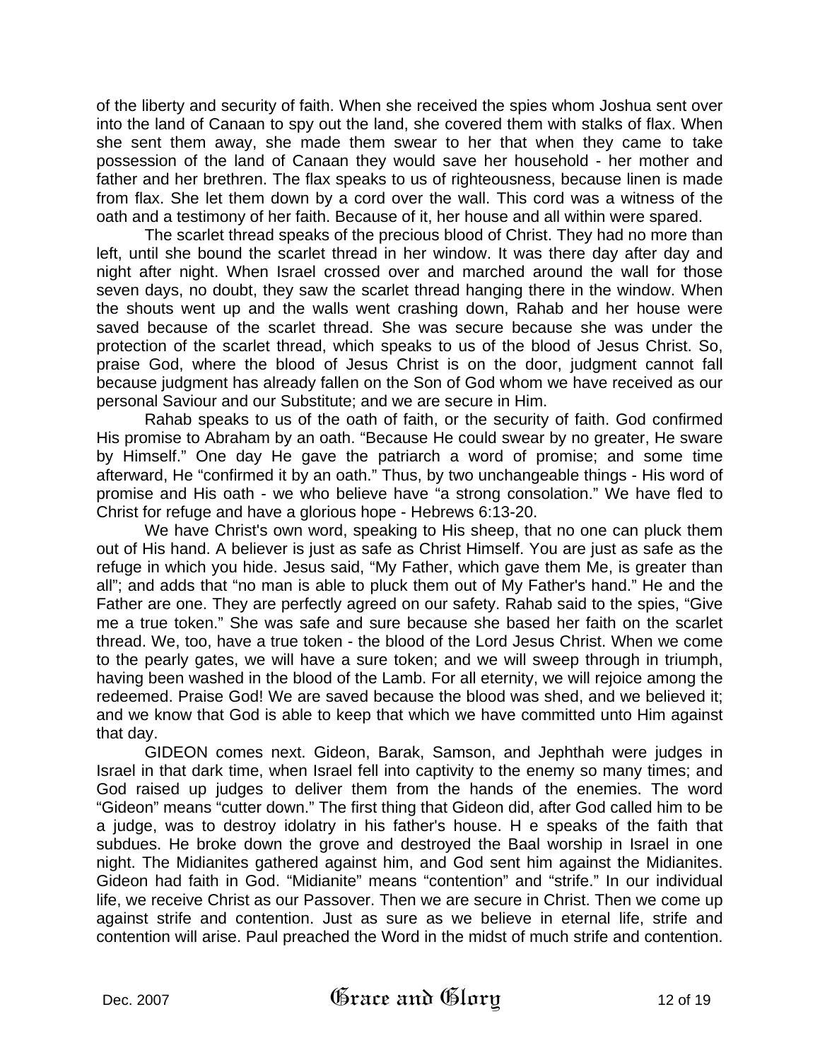of the liberty and security of faith. When she received the spies whom Joshua sent over into the land of Canaan to spy out the land, she covered them with stalks of flax. When she sent them away, she made them swear to her that when they came to take possession of the land of Canaan they would save her household - her mother and father and her brethren. The flax speaks to us of righteousness, because linen is made from flax. She let them down by a cord over the wall. This cord was a witness of the oath and a testimony of her faith. Because of it, her house and all within were spared.

The scarlet thread speaks of the precious blood of Christ. They had no more than left, until she bound the scarlet thread in her window. It was there day after day and night after night. When Israel crossed over and marched around the wall for those seven days, no doubt, they saw the scarlet thread hanging there in the window. When the shouts went up and the walls went crashing down, Rahab and her house were saved because of the scarlet thread. She was secure because she was under the protection of the scarlet thread, which speaks to us of the blood of Jesus Christ. So, praise God, where the blood of Jesus Christ is on the door, judgment cannot fall because judgment has already fallen on the Son of God whom we have received as our personal Saviour and our Substitute; and we are secure in Him.

Rahab speaks to us of the oath of faith, or the security of faith. God confirmed His promise to Abraham by an oath. "Because He could swear by no greater, He sware by Himself." One day He gave the patriarch a word of promise; and some time afterward, He "confirmed it by an oath." Thus, by two unchangeable things - His word of promise and His oath - we who believe have "a strong consolation." We have fled to Christ for refuge and have a glorious hope - Hebrews 6:13-20.

We have Christ's own word, speaking to His sheep, that no one can pluck them out of His hand. A believer is just as safe as Christ Himself. You are just as safe as the refuge in which you hide. Jesus said, "My Father, which gave them Me, is greater than all"; and adds that "no man is able to pluck them out of My Father's hand." He and the Father are one. They are perfectly agreed on our safety. Rahab said to the spies, "Give me a true token." She was safe and sure because she based her faith on the scarlet thread. We, too, have a true token - the blood of the Lord Jesus Christ. When we come to the pearly gates, we will have a sure token; and we will sweep through in triumph, having been washed in the blood of the Lamb. For all eternity, we will rejoice among the redeemed. Praise God! We are saved because the blood was shed, and we believed it; and we know that God is able to keep that which we have committed unto Him against that day.

GIDEON comes next. Gideon, Barak, Samson, and Jephthah were judges in Israel in that dark time, when Israel fell into captivity to the enemy so many times; and God raised up judges to deliver them from the hands of the enemies. The word "Gideon" means "cutter down." The first thing that Gideon did, after God called him to be a judge, was to destroy idolatry in his father's house. He speaks of the faith that subdues. He broke down the grove and destroyed the Baal worship in Israel in one night. The Midianites gathered against him, and God sent him against the Midianites. Gideon had faith in God. "Midianite" means "contention" and "strife." In our individual life, we receive Christ as our Passover. Then we are secure in Christ. Then we come up against strife and contention. Just as sure as we believe in eternal life, strife and contention will arise. Paul preached the Word in the midst of much strife and contention.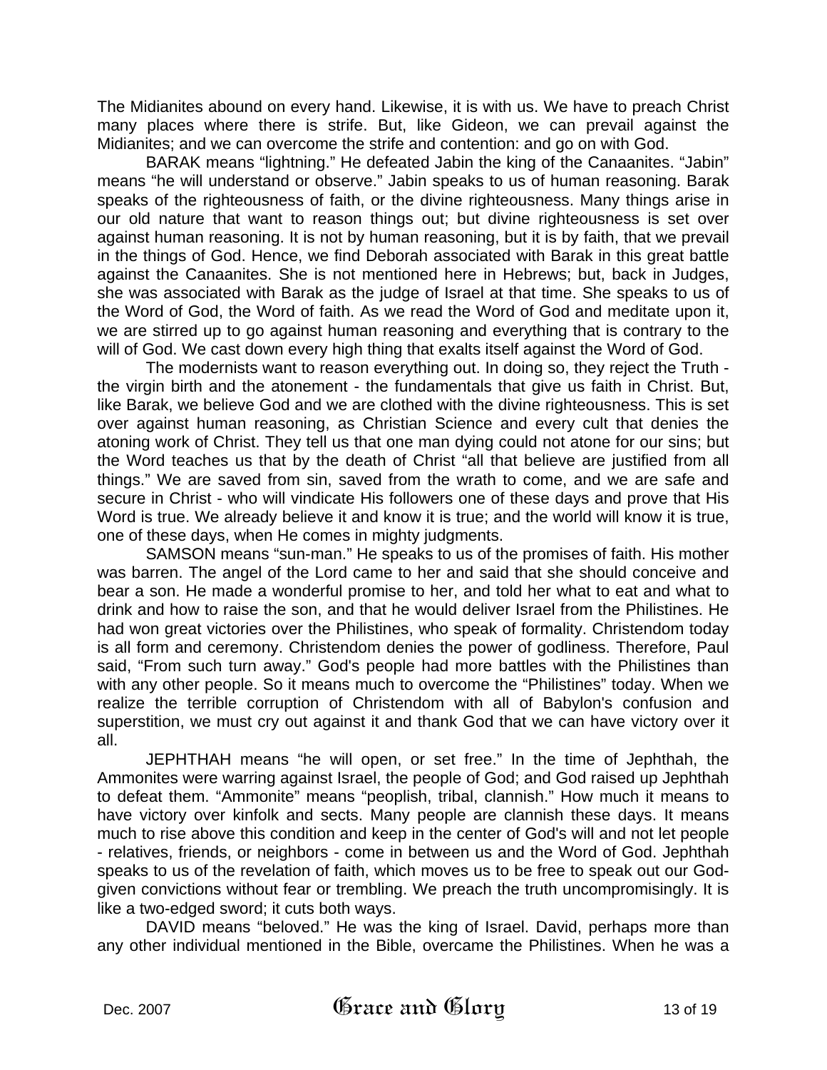The Midianites abound on every hand. Likewise, it is with us. We have to preach Christ many places where there is strife. But, like Gideon, we can prevail against the Midianites; and we can overcome the strife and contention: and go on with God.

BARAK means "lightning." He defeated Jabin the king of the Canaanites. "Jabin" means "he will understand or observe." Jabin speaks to us of human reasoning. Barak speaks of the righteousness of faith, or the divine righteousness. Many things arise in our old nature that want to reason things out; but divine righteousness is set over against human reasoning. It is not by human reasoning, but it is by faith, that we prevail in the things of God. Hence, we find Deborah associated with Barak in this great battle against the Canaanites. She is not mentioned here in Hebrews; but, back in Judges, she was associated with Barak as the judge of Israel at that time. She speaks to us of the Word of God, the Word of faith. As we read the Word of God and meditate upon it, we are stirred up to go against human reasoning and everything that is contrary to the will of God. We cast down every high thing that exalts itself against the Word of God.

The modernists want to reason everything out. In doing so, they reject the Truth - the virgin birth and the atonement - the fundamentals that give us faith in Christ. But, like Barak, we believe God and we are clothed with the divine righteousness. This is set over against human reasoning, as Christian Science and every cult that denies the atoning work of Christ. They tell us that one man dying could not atone for our sins; but the Word teaches us that by the death of Christ "all that believe are justified from all things." We are saved from sin, saved from the wrath to come, and we are safe and secure in Christ - who will vindicate His followers one of these days and prove that His Word is true. We already believe it and know it is true; and the world will know it is true, one of these days, when He comes in mighty judgments.

SAMSON means "sun-man." He speaks to us of the promises of faith. His mother was barren. The angel of the Lord came to her and said that she should conceive and bear a son. He made a wonderful promise to her, and told her what to eat and what to drink and how to raise the son, and that he would deliver Israel from the Philistines. He had won great victories over the Philistines, who speak of formality. Christendom today is all form and ceremony. Christendom denies the power of godliness. Therefore, Paul said, "From such turn away." God's people had more battles with the Philistines than with any other people. So it means much to overcome the "Philistines" today. When we realize the terrible corruption of Christendom with all of Babylon's confusion and superstition, we must cry out against it and thank God that we can have victory over it all.

JEPHTHAH means "he will open, or set free." In the time of Jephthah, the Ammonites were warring against Israel, the people of God; and God raised up Jephthah to defeat them. "Ammonite" means "peoplish, tribal, clannish." How much it means to have victory over kinfolk and sects. Many people are clannish these days. It means much to rise above this condition and keep in the center of God's will and not let people - relatives, friends, or neighbors - come in between us and the Word of God. Jephthah speaks to us of the revelation of faith, which moves us to be free to speak out our God-given convictions without fear or trembling. We preach the truth uncompromisingly. It is like a two-edged sword; it cuts both ways.

DAVID means "beloved." He was the king of Israel. David, perhaps more than any other individual mentioned in the Bible, overcame the Philistines. When he was a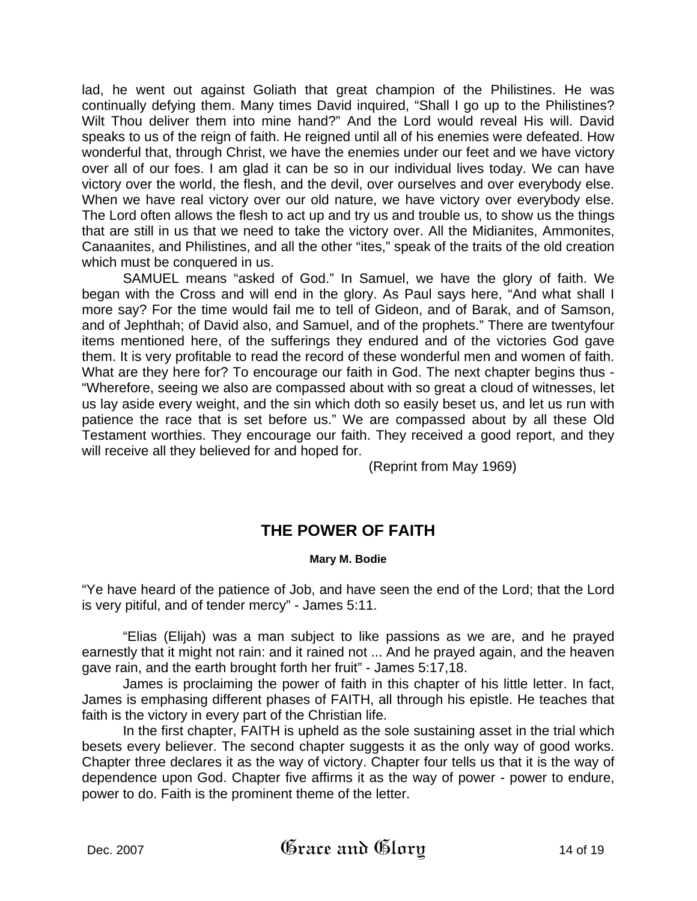lad, he went out against Goliath that great champion of the Philistines. He was continually defying them. Many times David inquired, "Shall I go up to the Philistines? Wilt Thou deliver them into mine hand?" And the Lord would reveal His will. David speaks to us of the reign of faith. He reigned until all of his enemies were defeated. How wonderful that, through Christ, we have the enemies under our feet and we have victory over all of our foes. I am glad it can be so in our individual lives today. We can have victory over the world, the flesh, and the devil, over ourselves and over everybody else. When we have real victory over our old nature, we have victory over everybody else. The Lord often allows the flesh to act up and try us and trouble us, to show us the things that are still in us that we need to take the victory over. All the Midianites, Ammonites, Canaanites, and Philistines, and all the other "ites," speak of the traits of the old creation which must be conquered in us.

SAMUEL means "asked of God." In Samuel, we have the glory of faith. We began with the Cross and will end in the glory. As Paul says here, "And what shall I more say? For the time would fail me to tell of Gideon, and of Barak, and of Samson, and of Jephthah; of David also, and Samuel, and of the prophets." There are twentyfour items mentioned here, of the sufferings they endured and of the victories God gave them. It is very profitable to read the record of these wonderful men and women of faith. What are they here for? To encourage our faith in God. The next chapter begins thus - "Wherefore, seeing we also are compassed about with so great a cloud of witnesses, let us lay aside every weight, and the sin which doth so easily beset us, and let us run with patience the race that is set before us." We are compassed about by all these Old Testament worthies. They encourage our faith. They received a good report, and they will receive all they believed for and hoped for.

(Reprint from May 1969)

## THE POWER OF FAITH

**Mary M. Bodie**

"Ye have heard of the patience of Job, and have seen the end of the Lord; that the Lord is very pitiful, and of tender mercy" - James 5:11.

"Elias (Elijah) was a man subject to like passions as we are, and he prayed earnestly that it might not rain: and it rained not ... And he prayed again, and the heaven gave rain, and the earth brought forth her fruit" - James 5:17,18.

James is proclaiming the power of faith in this chapter of his little letter. In fact, James is emphasing different phases of FAITH, all through his epistle. He teaches that faith is the victory in every part of the Christian life.

In the first chapter, FAITH is upheld as the sole sustaining asset in the trial which besets every believer. The second chapter suggests it as the only way of good works. Chapter three declares it as the way of victory. Chapter four tells us that it is the way of dependence upon God. Chapter five affirms it as the way of power - power to endure, power to do. Faith is the prominent theme of the letter.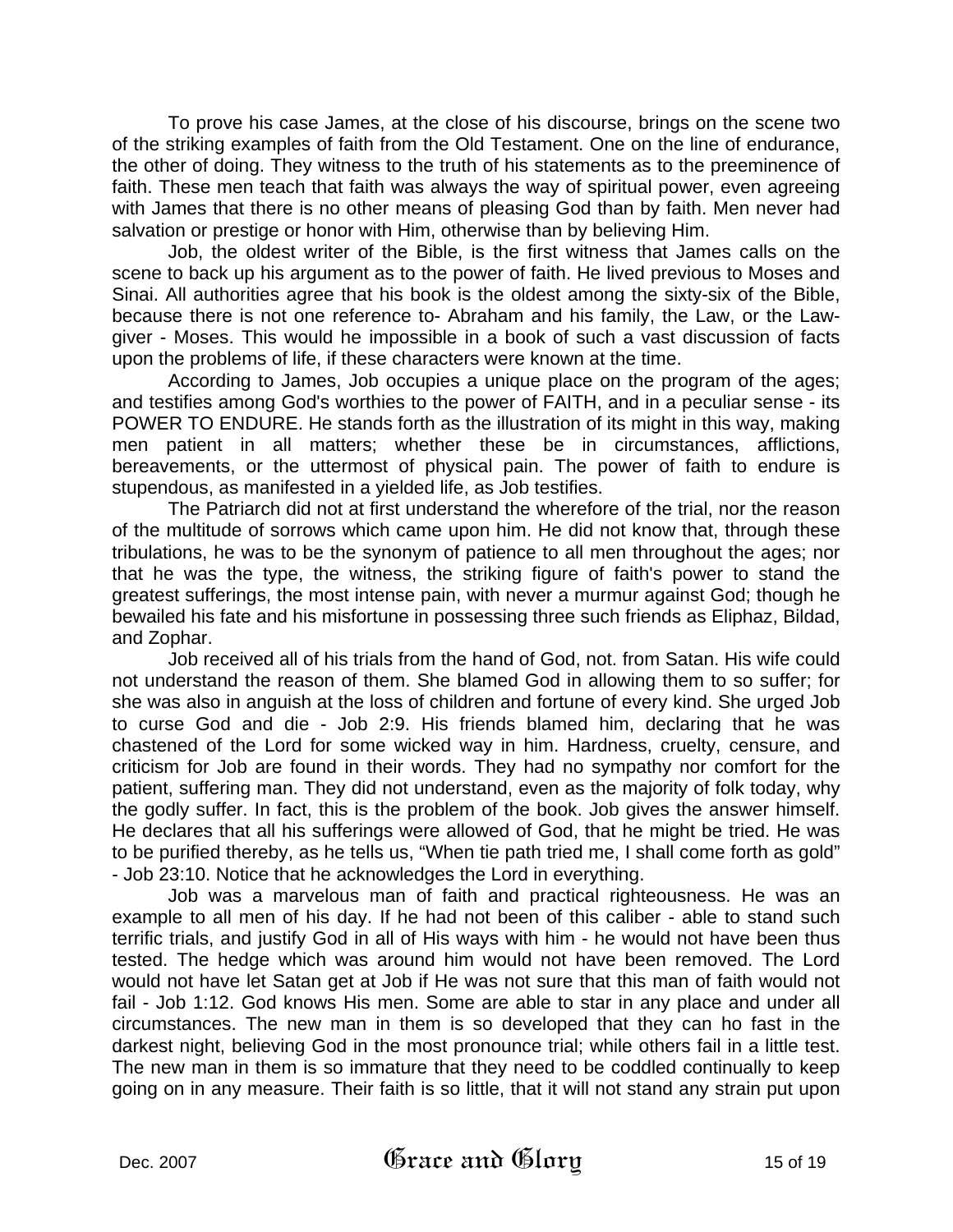To prove his case James, at the close of his discourse, brings on the scene two of the striking examples of faith from the Old Testament. One on the line of endurance, the other of doing. They witness to the truth of his statements as to the preeminence of faith. These men teach that faith was always the way of spiritual power, even agreeing with James that there is no other means of pleasing God than by faith. Men never had salvation or prestige or honor with Him, otherwise than by believing Him.

Job, the oldest writer of the Bible, is the first witness that James calls on the scene to back up his argument as to the power of faith. He lived previous to Moses and Sinai. All authorities agree that his book is the oldest among the sixty-six of the Bible, because there is not one reference to- Abraham and his family, the Law, or the Law-giver - Moses. This would he impossible in a book of such a vast discussion of facts upon the problems of life, if these characters were known at the time.

According to James, Job occupies a unique place on the program of the ages; and testifies among God's worthies to the power of FAITH, and in a peculiar sense - its POWER TO ENDURE. He stands forth as the illustration of its might in this way, making men patient in all matters; whether these be in circumstances, afflictions, bereavements, or the uttermost of physical pain. The power of faith to endure is stupendous, as manifested in a yielded life, as Job testifies.

The Patriarch did not at first understand the wherefore of the trial, nor the reason of the multitude of sorrows which came upon him. He did not know that, through these tribulations, he was to be the synonym of patience to all men throughout the ages; nor that he was the type, the witness, the striking figure of faith's power to stand the greatest sufferings, the most intense pain, with never a murmur against God; though he bewailed his fate and his misfortune in possessing three such friends as Eliphaz, Bildad, and Zophar.

Job received all of his trials from the hand of God, not. from Satan. His wife could not understand the reason of them. She blamed God in allowing them to so suffer; for she was also in anguish at the loss of children and fortune of every kind. She urged Job to curse God and die - Job 2:9. His friends blamed him, declaring that he was chastened of the Lord for some wicked way in him. Hardness, cruelty, censure, and criticism for Job are found in their words. They had no sympathy nor comfort for the patient, suffering man. They did not understand, even as the majority of folk today, why the godly suffer. In fact, this is the problem of the book. Job gives the answer himself. He declares that all his sufferings were allowed of God, that he might be tried. He was to be purified thereby, as he tells us, "When tie path tried me, I shall come forth as gold" - Job 23:10. Notice that he acknowledges the Lord in everything.

Job was a marvelous man of faith and practical righteousness. He was an example to all men of his day. If he had not been of this caliber - able to stand such terrific trials, and justify God in all of His ways with him - he would not have been thus tested. The hedge which was around him would not have been removed. The Lord would not have let Satan get at Job if He was not sure that this man of faith would not fail - Job 1:12. God knows His men. Some are able to star in any place and under all circumstances. The new man in them is so developed that they can ho fast in the darkest night, believing God in the most pronounce trial; while others fail in a little test. The new man in them is so immature that they need to be coddled continually to keep going on in any measure. Their faith is so little, that it will not stand any strain put upon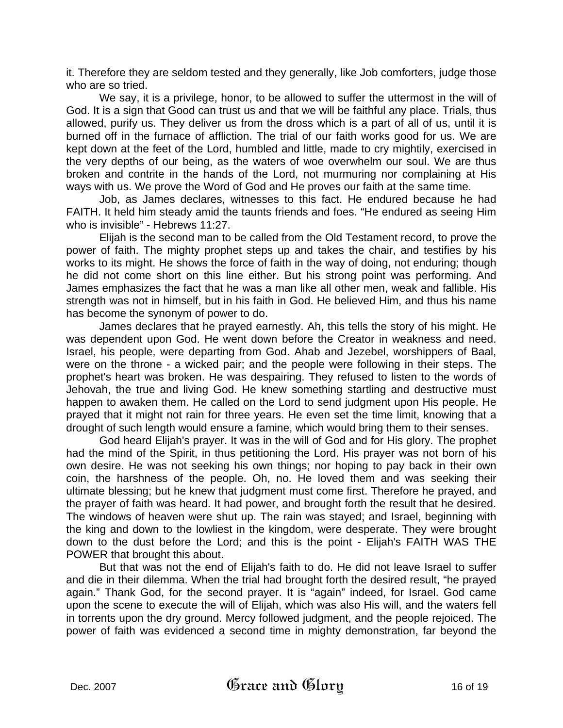it. Therefore they are seldom tested and they generally, like Job comforters, judge those who are so tried.

We say, it is a privilege, honor, to be allowed to suffer the uttermost in the will of God. It is a sign that Good can trust us and that we will be faithful any place. Trials, thus allowed, purify us. They deliver us from the dross which is a part of all of us, until it is burned off in the furnace of affliction. The trial of our faith works good for us. We are kept down at the feet of the Lord, humbled and little, made to cry mightily, exercised in the very depths of our being, as the waters of woe overwhelm our soul. We are thus broken and contrite in the hands of the Lord, not murmuring nor complaining at His ways with us. We prove the Word of God and He proves our faith at the same time.

Job, as James declares, witnesses to this fact. He endured because he had FAITH. It held him steady amid the taunts friends and foes. "He endured as seeing Him who is invisible" - Hebrews 11:27.

Elijah is the second man to be called from the Old Testament record, to prove the power of faith. The mighty prophet steps up and takes the chair, and testifies by his works to its might. He shows the force of faith in the way of doing, not enduring; though he did not come short on this line either. But his strong point was performing. And James emphasizes the fact that he was a man like all other men, weak and fallible. His strength was not in himself, but in his faith in God. He believed Him, and thus his name has become the synonym of power to do.

James declares that he prayed earnestly. Ah, this tells the story of his might. He was dependent upon God. He went down before the Creator in weakness and need. Israel, his people, were departing from God. Ahab and Jezebel, worshippers of Baal, were on the throne - a wicked pair; and the people were following in their steps. The prophet's heart was broken. He was despairing. They refused to listen to the words of Jehovah, the true and living God. He knew something startling and destructive must happen to awaken them. He called on the Lord to send judgment upon His people. He prayed that it might not rain for three years. He even set the time limit, knowing that a drought of such length would ensure a famine, which would bring them to their senses.

God heard Elijah's prayer. It was in the will of God and for His glory. The prophet had the mind of the Spirit, in thus petitioning the Lord. His prayer was not born of his own desire. He was not seeking his own things; nor hoping to pay back in their own coin, the harshness of the people. Oh, no. He loved them and was seeking their ultimate blessing; but he knew that judgment must come first. Therefore he prayed, and the prayer of faith was heard. It had power, and brought forth the result that he desired. The windows of heaven were shut up. The rain was stayed; and Israel, beginning with the king and down to the lowliest in the kingdom, were desperate. They were brought down to the dust before the Lord; and this is the point - Elijah's FAITH WAS THE POWER that brought this about.

But that was not the end of Elijah's faith to do. He did not leave Israel to suffer and die in their dilemma. When the trial had brought forth the desired result, "he prayed again." Thank God, for the second prayer. It is "again" indeed, for Israel. God came upon the scene to execute the will of Elijah, which was also His will, and the waters fell in torrents upon the dry ground. Mercy followed judgment, and the people rejoiced. The power of faith was evidenced a second time in mighty demonstration, far beyond the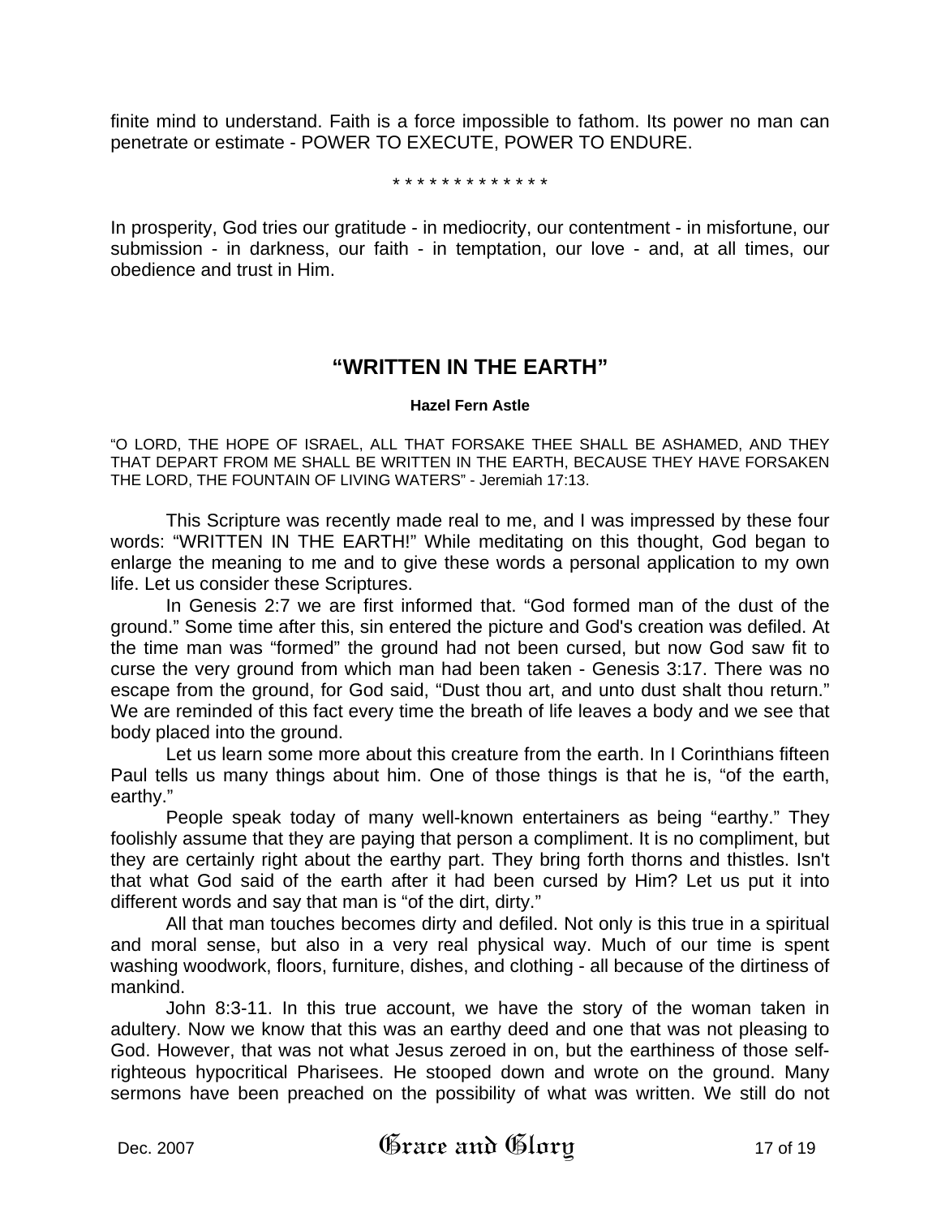finite mind to understand. Faith is a force impossible to fathom. Its power no man can penetrate or estimate - POWER TO EXECUTE, POWER TO ENDURE.

\* \* \* \* \* \* \* \* \* \* \* \* \*

In prosperity, God tries our gratitude - in mediocrity, our contentment - in misfortune, our submission - in darkness, our faith - in temptation, our love - and, at all times, our obedience and trust in Him.

## "WRITTEN IN THE EARTH"

**Hazel Fern Astle**

"O LORD, THE HOPE OF ISRAEL, ALL THAT FORSAKE THEE SHALL BE ASHAMED, AND THEY THAT DEPART FROM ME SHALL BE WRITTEN IN THE EARTH, BECAUSE THEY HAVE FORSAKEN THE LORD, THE FOUNTAIN OF LIVING WATERS" - Jeremiah 17:13.

This Scripture was recently made real to me, and I was impressed by these four words: "WRITTEN IN THE EARTH!" While meditating on this thought, God began to enlarge the meaning to me and to give these words a personal application to my own life. Let us consider these Scriptures.

In Genesis 2:7 we are first informed that. "God formed man of the dust of the ground." Some time after this, sin entered the picture and God's creation was defiled. At the time man was "formed" the ground had not been cursed, but now God saw fit to curse the very ground from which man had been taken - Genesis 3:17. There was no escape from the ground, for God said, "Dust thou art, and unto dust shalt thou return." We are reminded of this fact every time the breath of life leaves a body and we see that body placed into the ground.

Let us learn some more about this creature from the earth. In I Corinthians fifteen Paul tells us many things about him. One of those things is that he is, "of the earth, earthy."

People speak today of many well-known entertainers as being "earthy." They foolishly assume that they are paying that person a compliment. It is no compliment, but they are certainly right about the earthy part. They bring forth thorns and thistles. Isn't that what God said of the earth after it had been cursed by Him? Let us put it into different words and say that man is "of the dirt, dirty."

All that man touches becomes dirty and defiled. Not only is this true in a spiritual and moral sense, but also in a very real physical way. Much of our time is spent washing woodwork, floors, furniture, dishes, and clothing - all because of the dirtiness of mankind.

John 8:3-11. In this true account, we have the story of the woman taken in adultery. Now we know that this was an earthy deed and one that was not pleasing to God. However, that was not what Jesus zeroed in on, but the earthiness of those self-righteous hypocritical Pharisees. He stooped down and wrote on the ground. Many sermons have been preached on the possibility of what was written. We still do not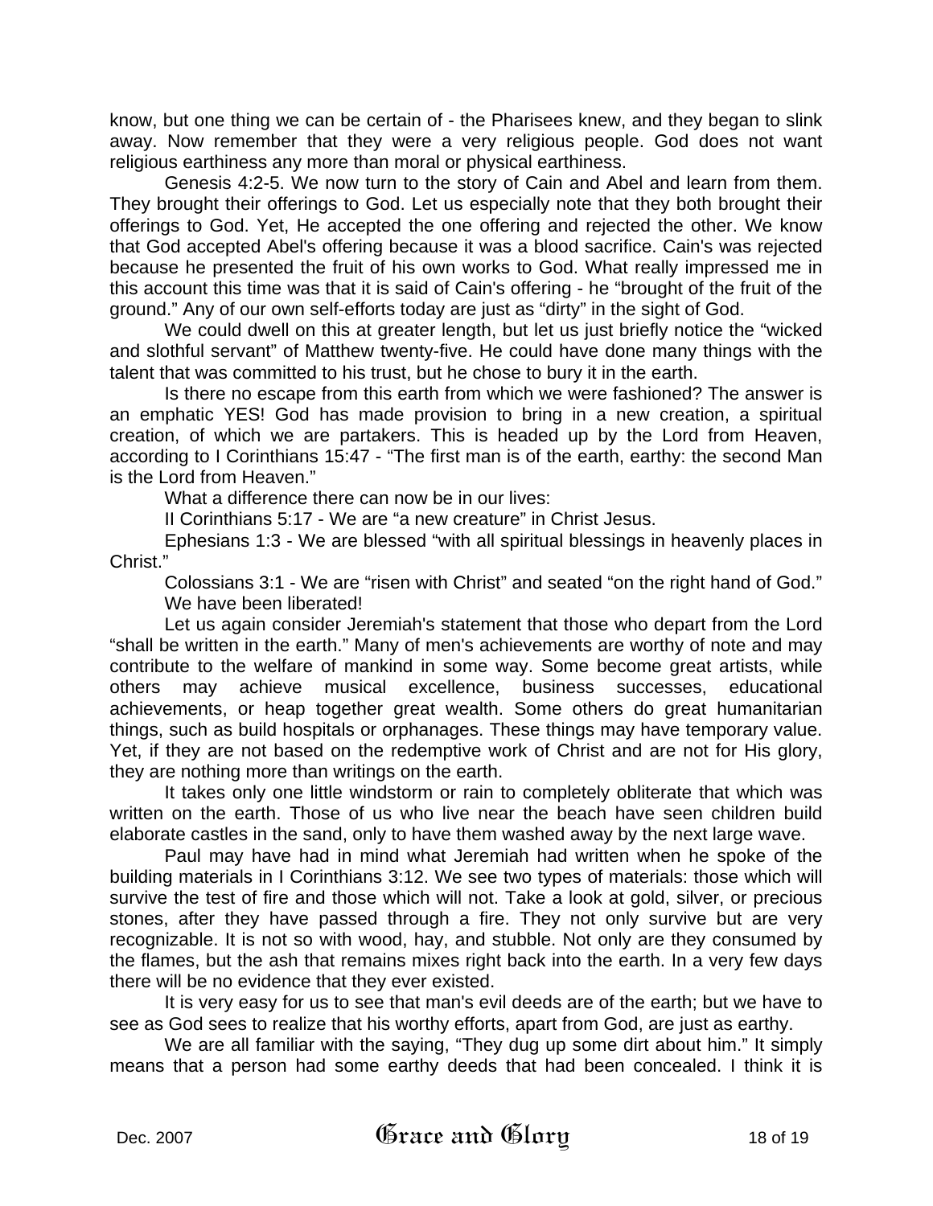know, but one thing we can be certain of - the Pharisees knew, and they began to slink away. Now remember that they were a very religious people. God does not want religious earthiness any more than moral or physical earthiness.

Genesis 4:2-5. We now turn to the story of Cain and Abel and learn from them. They brought their offerings to God. Let us especially note that they both brought their offerings to God. Yet, He accepted the one offering and rejected the other. We know that God accepted Abel's offering because it was a blood sacrifice. Cain's was rejected because he presented the fruit of his own works to God. What really impressed me in this account this time was that it is said of Cain's offering - he "brought of the fruit of the ground." Any of our own self-efforts today are just as "dirty" in the sight of God.

We could dwell on this at greater length, but let us just briefly notice the "wicked and slothful servant" of Matthew twenty-five. He could have done many things with the talent that was committed to his trust, but he chose to bury it in the earth.

Is there no escape from this earth from which we were fashioned? The answer is an emphatic YES! God has made provision to bring in a new creation, a spiritual creation, of which we are partakers. This is headed up by the Lord from Heaven, according to I Corinthians 15:47 - "The first man is of the earth, earthy: the second Man is the Lord from Heaven."

What a difference there can now be in our lives:

II Corinthians 5:17 - We are "a new creature" in Christ Jesus.

Ephesians 1:3 - We are blessed "with all spiritual blessings in heavenly places in Christ."

Colossians 3:1 - We are "risen with Christ" and seated "on the right hand of God."

We have been liberated!

Let us again consider Jeremiah's statement that those who depart from the Lord "shall be written in the earth." Many of men's achievements are worthy of note and may contribute to the welfare of mankind in some way. Some become great artists, while others may achieve musical excellence, business successes, educational achievements, or heap together great wealth. Some others do great humanitarian things, such as build hospitals or orphanages. These things may have temporary value. Yet, if they are not based on the redemptive work of Christ and are not for His glory, they are nothing more than writings on the earth.

It takes only one little windstorm or rain to completely obliterate that which was written on the earth. Those of us who live near the beach have seen children build elaborate castles in the sand, only to have them washed away by the next large wave.

Paul may have had in mind what Jeremiah had written when he spoke of the building materials in I Corinthians 3:12. We see two types of materials: those which will survive the test of fire and those which will not. Take a look at gold, silver, or precious stones, after they have passed through a fire. They not only survive but are very recognizable. It is not so with wood, hay, and stubble. Not only are they consumed by the flames, but the ash that remains mixes right back into the earth. In a very few days there will be no evidence that they ever existed.

It is very easy for us to see that man's evil deeds are of the earth; but we have to see as God sees to realize that his worthy efforts, apart from God, are just as earthy.

We are all familiar with the saying, "They dug up some dirt about him." It simply means that a person had some earthy deeds that had been concealed. I think it is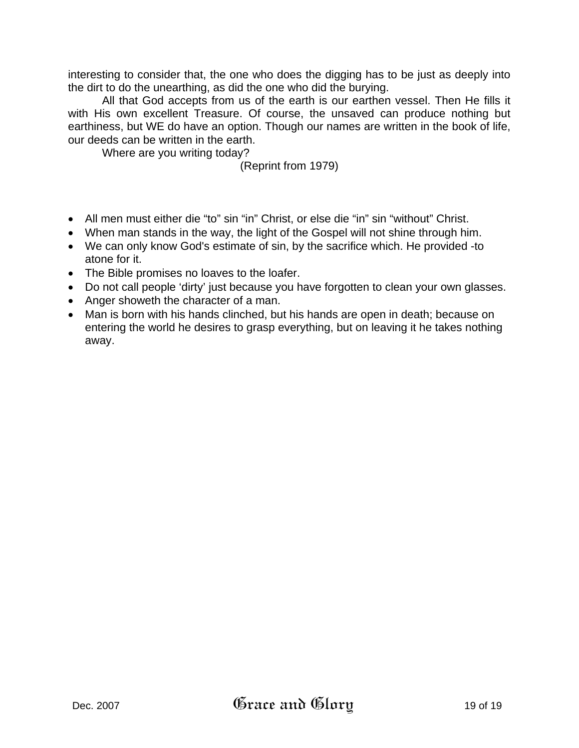interesting to consider that, the one who does the digging has to be just as deeply into the dirt to do the unearthing, as did the one who did the burying.

All that God accepts from us of the earth is our earthen vessel. Then He fills it with His own excellent Treasure. Of course, the unsaved can produce nothing but earthiness, but WE do have an option. Though our names are written in the book of life, our deeds can be written in the earth.

Where are you writing today?

(Reprint from 1979)

- All men must either die “to” sin “in” Christ, or else die “in” sin “without” Christ.
- When man stands in the way, the light of the Gospel will not shine through him.
- We can only know God's estimate of sin, by the sacrifice which. He provided -to atone for it.
- The Bible promises no loaves to the loafer.
- Do not call people ‘dirty’ just because you have forgotten to clean your own glasses.
- Anger showeth the character of a man.
- Man is born with his hands clinched, but his hands are open in death; because on entering the world he desires to grasp everything, but on leaving it he takes nothing away.